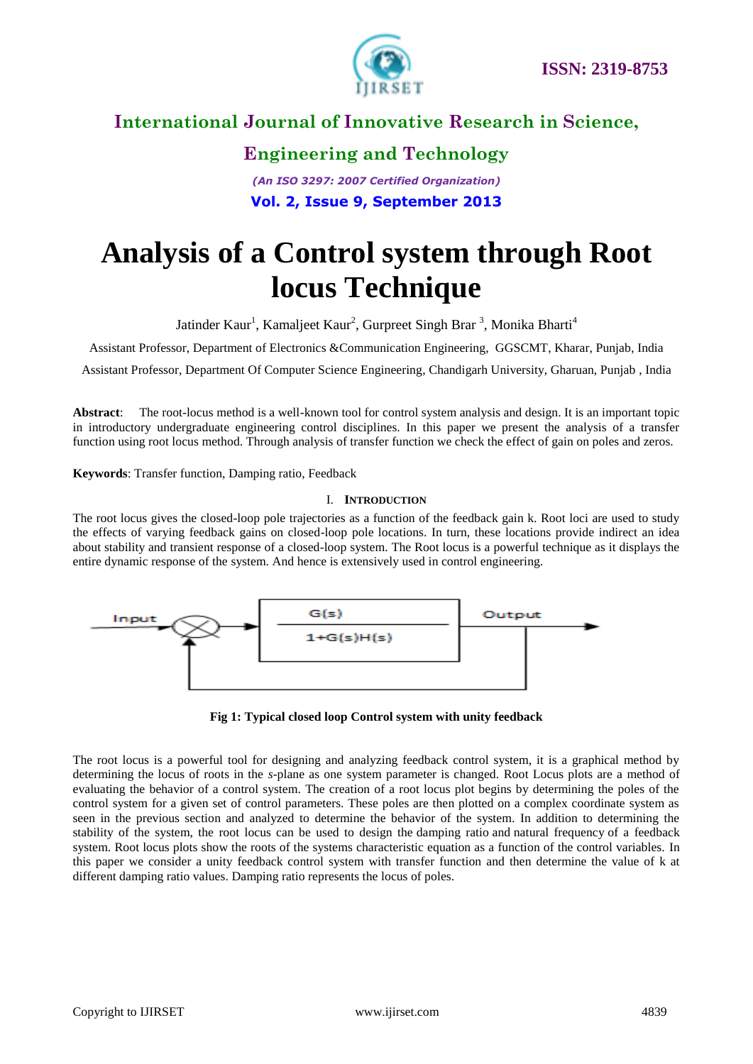# Analysis of a Control system through Root locus Technique

Jatinder Kaur[1], Kamaljeet Kaur[2], Gurpreet Singh Brar [3], Monika Bharti[4]

Assistant Professor, Department of Electronics &Communication Engineering, GGSCMT, Kharar, Punjab, India

Assistant Professor, Department Of Computer Science Engineering, Chandigarh University, Gharuan, Punjab , India

**Abstract**: The root-locus method is a well-known tool for control system analysis and design. It is an important topic in introductory undergraduate engineering control disciplines. In this paper we present the analysis of a transfer function using root locus method. Through analysis of transfer function we check the effect of gain on poles and zeros.

**Keywords**: Transfer function, Damping ratio, Feedback

## I. Introduction

The root locus gives the closed-loop pole trajectories as a function of the feedback gain k. Root loci are used to study the effects of varying feedback gains on closed-loop pole locations. In turn, these locations provide indirect an idea about stability and transient response of a closed-loop system. The Root locus is a powerful technique as it displays the entire dynamic response of the system. And hence is extensively used in control engineering.

**Fig 1: Typical closed loop Control system with unity feedback**

The root locus is a powerful tool for designing and analyzing feedback control system, it is a graphical method by determining the locus of roots in the *s*-plane as one system parameter is changed. Root Locus plots are a method of evaluating the behavior of a control system. The creation of a root locus plot begins by determining the poles of the control system for a given set of control parameters. These poles are then plotted on a complex coordinate system as seen in the previous section and analyzed to determine the behavior of the system. In addition to determining the stability of the system, the root locus can be used to design the damping ratio and natural frequency of a feedback system. Root locus plots show the roots of the systems characteristic equation as a function of the control variables. In this paper we consider a unity feedback control system with transfer function and then determine the value of k at different damping ratio values. Damping ratio represents the locus of poles.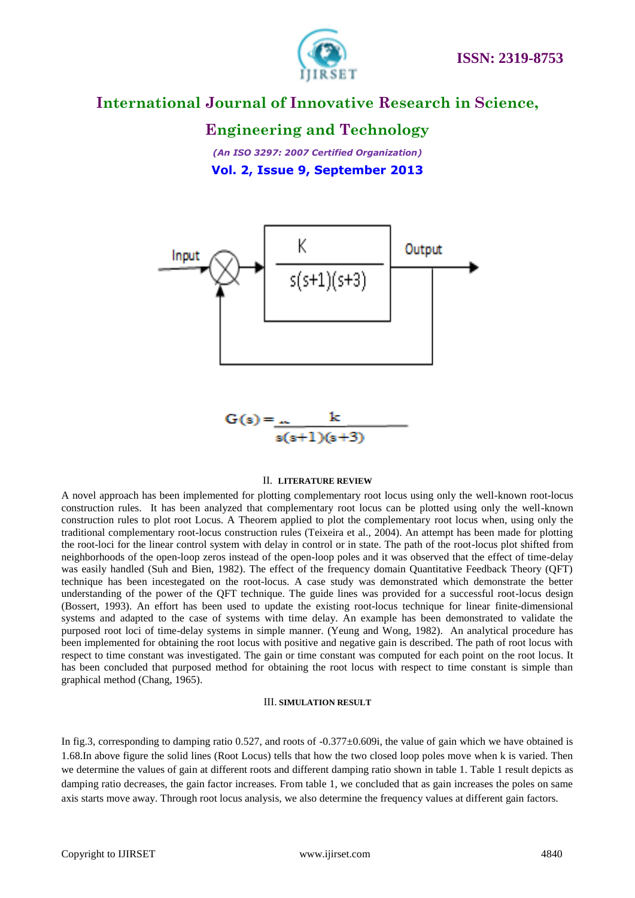$$G(s) = \frac{k}{s(s+1)(s+3)}$$

## II. LITERATURE REVIEW

A novel approach has been implemented for plotting complementary root locus using only the well-known root-locus construction rules. It has been analyzed that complementary root locus can be plotted using only the well-known construction rules to plot root Locus. A Theorem applied to plot the complementary root locus when, using only the traditional complementary root-locus construction rules (Teixeira et al., 2004). An attempt has been made for plotting the root-loci for the linear control system with delay in control or in state. The path of the root-locus plot shifted from neighborhoods of the open-loop zeros instead of the open-loop poles and it was observed that the effect of time-delay was easily handled (Suh and Bien, 1982). The effect of the frequency domain Quantitative Feedback Theory (QFT) technique has been incestegated on the root-locus. A case study was demonstrated which demonstrate the better understanding of the power of the QFT technique. The guide lines was provided for a successful root-locus design (Bossert, 1993). An effort has been used to update the existing root-locus technique for linear finite-dimensional systems and adapted to the case of systems with time delay. An example has been demonstrated to validate the purposed root loci of time-delay systems in simple manner. (Yeung and Wong, 1982). An analytical procedure has been implemented for obtaining the root locus with positive and negative gain is described. The path of root locus with respect to time constant was investigated. The gain or time constant was computed for each point on the root locus. It has been concluded that purposed method for obtaining the root locus with respect to time constant is simple than graphical method (Chang, 1965).

## III. SIMULATION RESULT

In fig.3, corresponding to damping ratio 0.527, and roots of $-0.377 \pm 0.609i$, the value of gain which we have obtained is 1.68.In above figure the solid lines (Root Locus) tells that how the two closed loop poles move when k is varied. Then we determine the values of gain at different roots and different damping ratio shown in table 1. Table 1 result depicts as damping ratio decreases, the gain factor increases. From table 1, we concluded that as gain increases the poles on same axis starts move away. Through root locus analysis, we also determine the frequency values at different gain factors.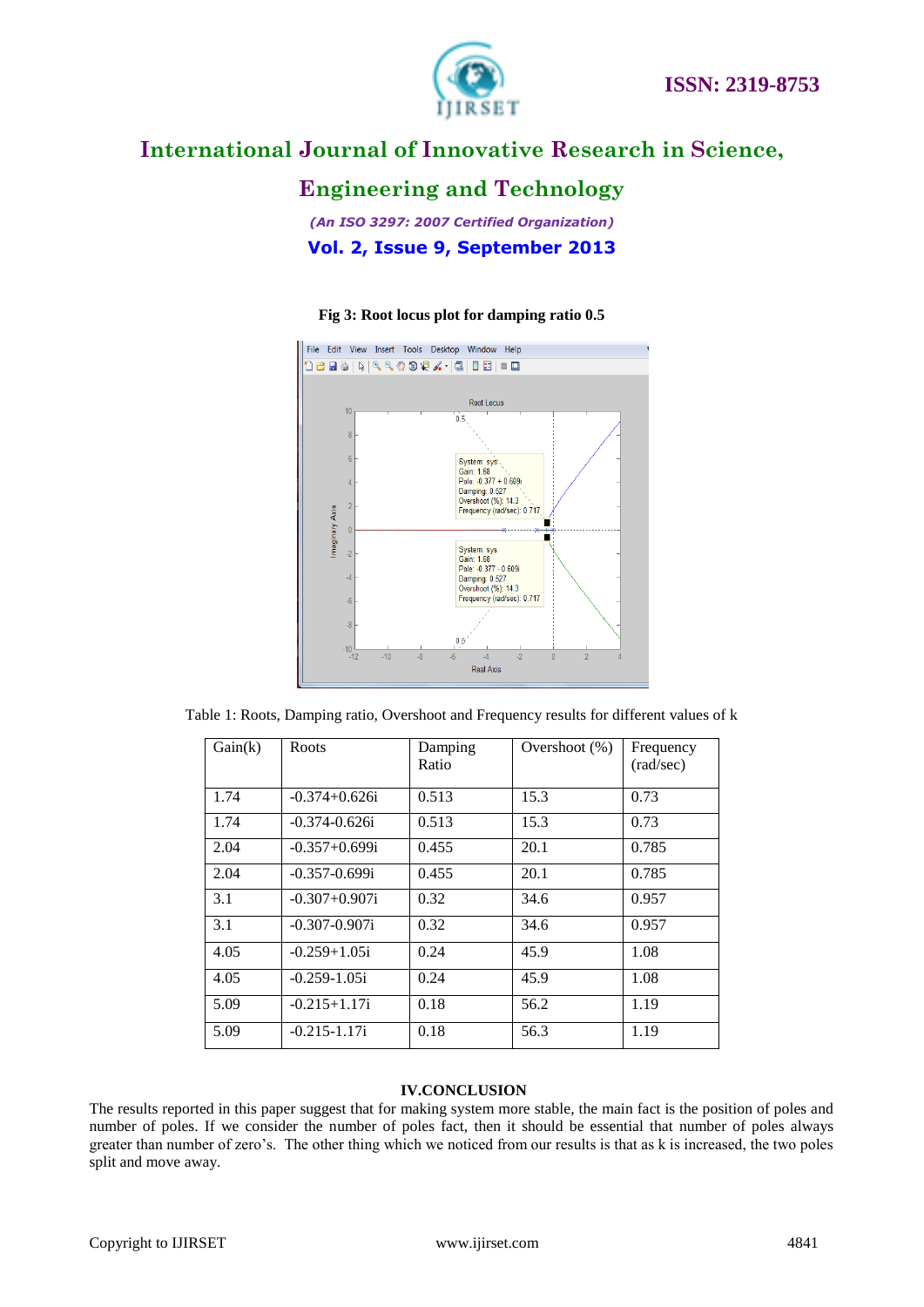**Fig 3: Root locus plot for damping ratio 0.5**

Table 1: Roots, Damping ratio, Overshoot and Frequency results for different values of k

| Gain(k) | Roots | Damping Ratio | Overshoot (%) | Frequency (rad/sec) |
|---|---|---|---|---|
| 1.74 | -0.374+0.626i | 0.513 | 15.3 | 0.73 |
| 1.74 | -0.374-0.626i | 0.513 | 15.3 | 0.73 |
| 2.04 | -0.357+0.699i | 0.455 | 20.1 | 0.785 |
| 2.04 | -0.357-0.699i | 0.455 | 20.1 | 0.785 |
| 3.1 | -0.307+0.907i | 0.32 | 34.6 | 0.957 |
| 3.1 | -0.307-0.907i | 0.32 | 34.6 | 0.957 |
| 4.05 | -0.259+1.05i | 0.24 | 45.9 | 1.08 |
| 4.05 | -0.259-1.05i | 0.24 | 45.9 | 1.08 |
| 5.09 | -0.215+1.17i | 0.18 | 56.2 | 1.19 |
| 5.09 | -0.215-1.17i | 0.18 | 56.3 | 1.19 |

## IV.CONCLUSION

The results reported in this paper suggest that for making system more stable, the main fact is the position of poles and number of poles. If we consider the number of poles fact, then it should be essential that number of poles always greater than number of zero's. The other thing which we noticed from our results is that as k is increased, the two poles split and move away.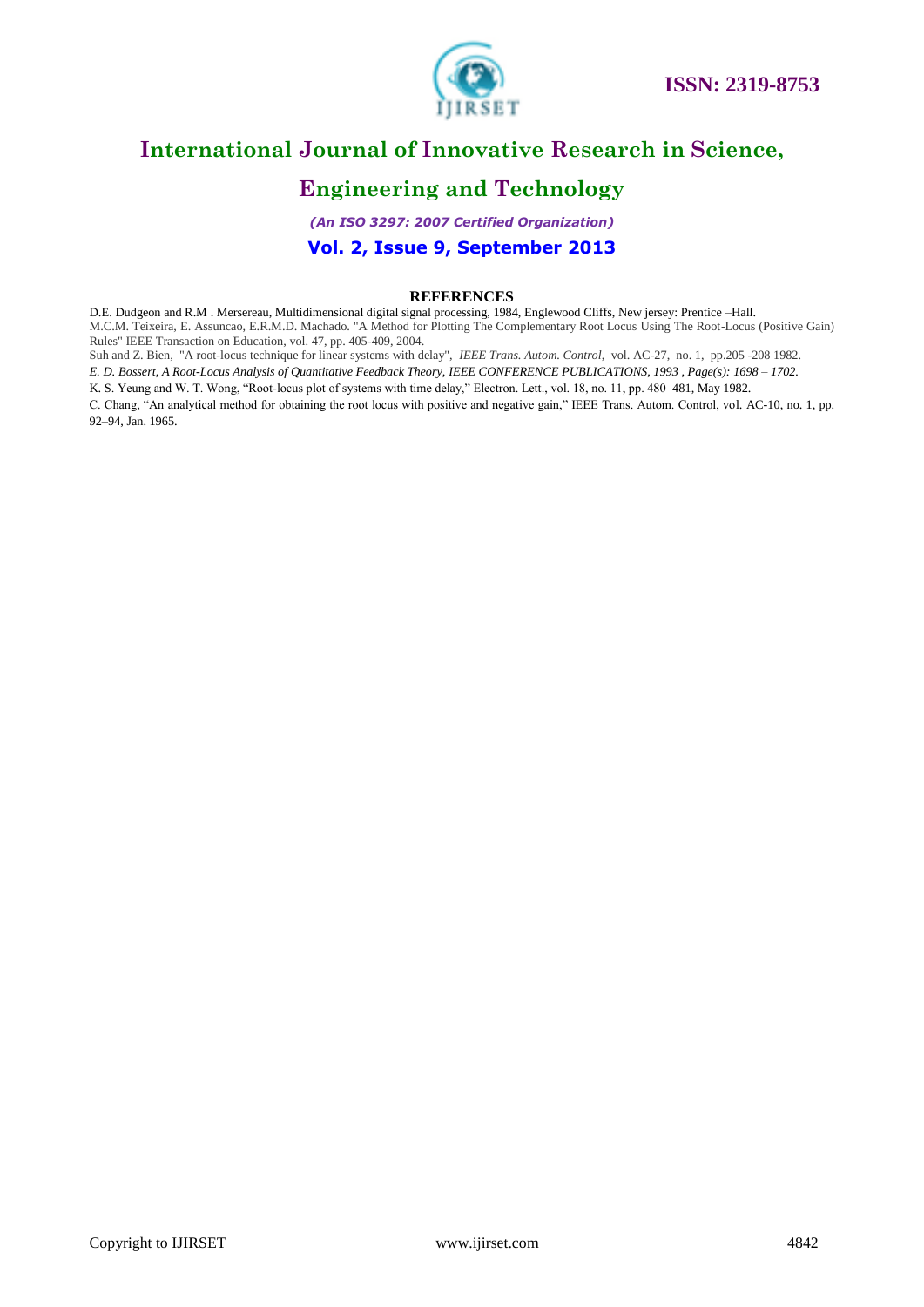## REFERENCES

D.E. Dudgeon and R.M . Mersereau, Multidimensional digital signal processing, 1984, Englewood Cliffs, New jersey: Prentice –Hall.

M.C.M. Teixeira, E. Assuncao, E.R.M.D. Machado. "A Method for Plotting The Complementary Root Locus Using The Root-Locus (Positive Gain) Rules" IEEE Transaction on Education, vol. 47, pp. 405-409, 2004.

Suh and Z. Bien, "A root-locus technique for linear systems with delay", *IEEE Trans. Autom. Control,* vol. AC-27, no. 1, pp.205 -208 1982.

*E. D. Bossert, A Root-Locus Analysis of Quantitative Feedback Theory, IEEE CONFERENCE PUBLICATIONS, 1993 , Page(s): 1698 – 1702.*

K. S. Yeung and W. T. Wong, "Root-locus plot of systems with time delay," Electron. Lett., vol. 18, no. 11, pp. 480–481, May 1982.

C. Chang, "An analytical method for obtaining the root locus with positive and negative gain," IEEE Trans. Autom. Control, vol. AC-10, no. 1, pp. 92–94, Jan. 1965.